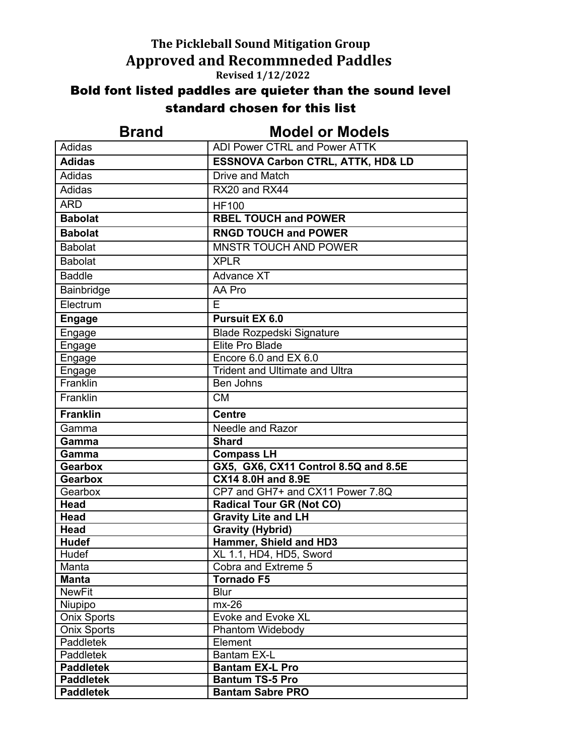# The Pickleball Sound Mitigation Group

## Approved and Recommneded Paddles

**Revised 1/12/2022**

**Bold font listed paddles are quieter than the sound level standard chosen for this list**

| Brand | Model or Models |
|---|---|
| Adidas | ADI Power CTRL and Power ATTK |
| **Adidas** | **ESSNOVA Carbon CTRL, ATTK, HD& LD** |
| Adidas | Drive and Match |
| Adidas | RX20 and RX44 |
| ARD | HF100 |
| **Babolat** | **RBEL TOUCH and POWER** |
| **Babolat** | **RNGD TOUCH and POWER** |
| Babolat | MNSTR TOUCH AND POWER |
| Babolat | XPLR |
| Baddle | Advance XT |
| Bainbridge | AA Pro |
| Electrum | E |
| **Engage** | **Pursuit EX 6.0** |
| Engage | Blade Rozpedski Signature |
| Engage | Elite Pro Blade |
| Engage | Encore 6.0 and EX 6.0 |
| Engage | Trident and Ultimate and Ultra |
| Franklin | Ben Johns |
| Franklin | CM |
| **Franklin** | **Centre** |
| Gamma | Needle and Razor |
| **Gamma** | **Shard** |
| **Gamma** | **Compass LH** |
| **Gearbox** | **GX5, GX6, CX11 Control 8.5Q and 8.5E** |
| **Gearbox** | **CX14 8.0H and 8.9E** |
| Gearbox | CP7 and GH7+ and CX11 Power 7.8Q |
| **Head** | **Radical Tour GR (Not CO)** |
| **Head** | **Gravity Lite and LH** |
| **Head** | **Gravity (Hybrid)** |
| **Hudef** | **Hammer, Shield and HD3** |
| Hudef | XL 1.1, HD4, HD5, Sword |
| Manta | Cobra and Extreme 5 |
| **Manta** | **Tornado F5** |
| NewFit | Blur |
| Niupipo | mx-26 |
| Onix Sports | Evoke and Evoke XL |
| Onix Sports | Phantom Widebody |
| Paddletek | Element |
| Paddletek | Bantam EX-L |
| **Paddletek** | **Bantam EX-L Pro** |
| **Paddletek** | **Bantum TS-5 Pro** |
| **Paddletek** | **Bantam Sabre PRO** |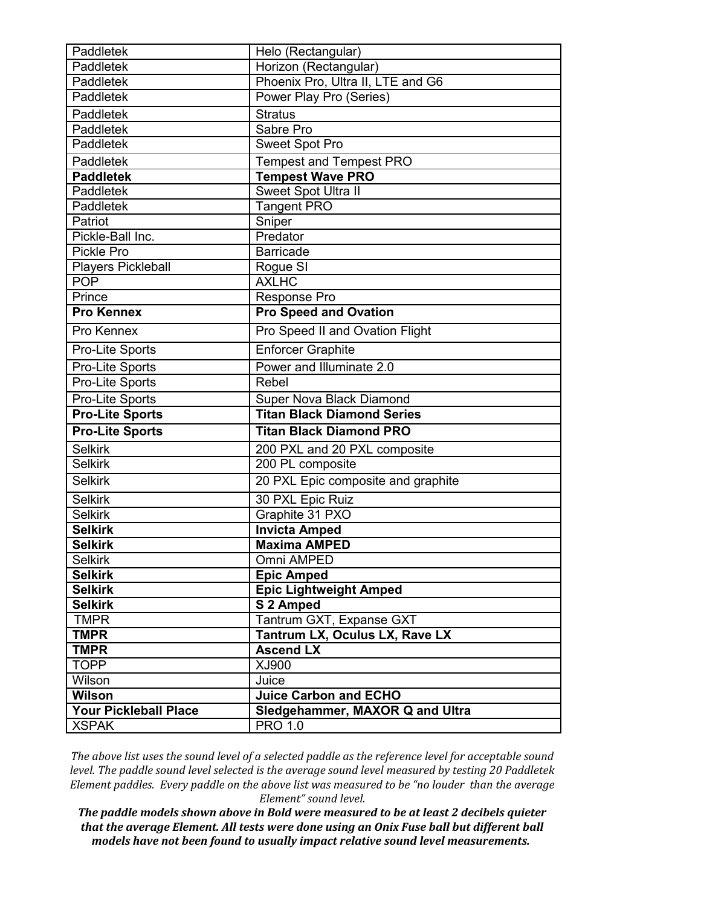| | |
|---|---|
| Paddletek | Helo (Rectangular) |
| Paddletek | Horizon (Rectangular) |
| Paddletek | Phoenix Pro, Ultra II, LTE and G6 |
| Paddletek | Power Play Pro (Series) |
| Paddletek | Stratus |
| Paddletek | Sabre Pro |
| Paddletek | Sweet Spot Pro |
| Paddletek | Tempest and Tempest PRO |
| **Paddletek** | **Tempest Wave PRO** |
| Paddletek | Sweet Spot Ultra II |
| Paddletek | Tangent PRO |
| Patriot | Sniper |
| Pickle-Ball Inc. | Predator |
| Pickle Pro | Barricade |
| Players Pickleball | Rogue SI |
| POP | AXLHC |
| Prince | Response Pro |
| **Pro Kennex** | **Pro Speed and Ovation** |
| Pro Kennex | Pro Speed II and Ovation Flight |
| Pro-Lite Sports | Enforcer Graphite |
| Pro-Lite Sports | Power and Illuminate 2.0 |
| Pro-Lite Sports | Rebel |
| Pro-Lite Sports | Super Nova Black Diamond |
| **Pro-Lite Sports** | **Titan Black Diamond Series** |
| **Pro-Lite Sports** | **Titan Black Diamond PRO** |
| Selkirk | 200 PXL and 20 PXL composite |
| Selkirk | 200 PL composite |
| Selkirk | 20 PXL Epic composite and graphite |
| Selkirk | 30 PXL Epic Ruiz |
| Selkirk | Graphite 31 PXO |
| **Selkirk** | **Invicta Amped** |
| **Selkirk** | **Maxima AMPED** |
| Selkirk | Omni AMPED |
| **Selkirk** | **Epic Amped** |
| **Selkirk** | **Epic Lightweight Amped** |
| **Selkirk** | **S 2 Amped** |
| TMPR | Tantrum GXT, Expanse GXT |
| **TMPR** | **Tantrum LX, Oculus LX, Rave LX** |
| **TMPR** | **Ascend LX** |
| TOPP | XJ900 |
| Wilson | Juice |
| **Wilson** | **Juice Carbon and ECHO** |
| **Your Pickleball Place** | **Sledgehammer, MAXOR Q and Ultra** |
| XSPAK | PRO 1.0 |

*The above list uses the sound level of a selected paddle as the reference level for acceptable sound level. The paddle sound level selected is the average sound level measured by testing 20 Paddletek Element paddles. Every paddle on the above list was measured to be "no louder than the average Element" sound level.*

***The paddle models shown above in Bold were measured to be at least 2 decibels quieter that the average Element. All tests were done using an Onix Fuse ball but different ball models have not been found to usually impact relative sound level measurements.***